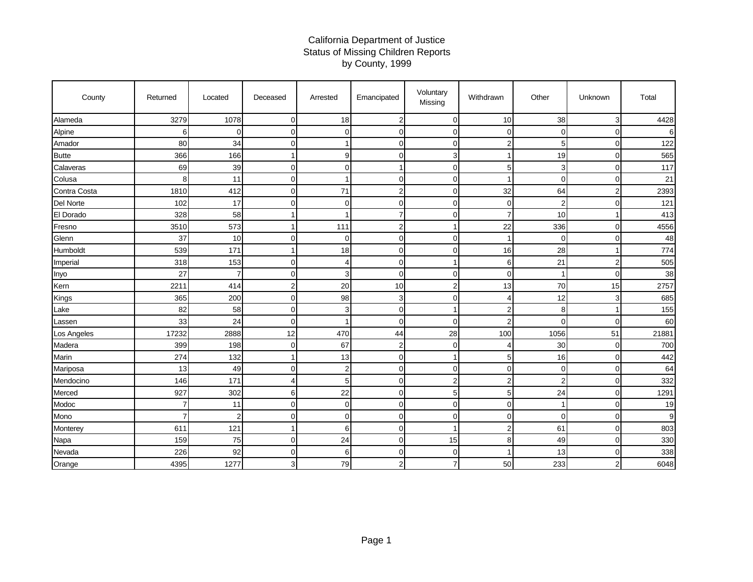# California Department of Justice
## Status of Missing Children Reports
## by County, 1999

| County | Returned | Located | Deceased | Arrested | Emancipated | Voluntary Missing | Withdrawn | Other | Unknown | Total |
|---|---|---|---|---|---|---|---|---|---|---|
| Alameda | 3279 | 1078 | 0 | 18 | 2 | 0 | 10 | 38 | 3 | 4428 |
| Alpine | 6 | 0 | 0 | 0 | 0 | 0 | 0 | 0 | 0 | 6 |
| Amador | 80 | 34 | 0 | 1 | 0 | 0 | 2 | 5 | 0 | 122 |
| Butte | 366 | 166 | 1 | 9 | 0 | 3 | 1 | 19 | 0 | 565 |
| Calaveras | 69 | 39 | 0 | 0 | 1 | 0 | 5 | 3 | 0 | 117 |
| Colusa | 8 | 11 | 0 | 1 | 0 | 0 | 1 | 0 | 0 | 21 |
| Contra Costa | 1810 | 412 | 0 | 71 | 2 | 0 | 32 | 64 | 2 | 2393 |
| Del Norte | 102 | 17 | 0 | 0 | 0 | 0 | 0 | 2 | 0 | 121 |
| El Dorado | 328 | 58 | 1 | 1 | 7 | 0 | 7 | 10 | 1 | 413 |
| Fresno | 3510 | 573 | 1 | 111 | 2 | 1 | 22 | 336 | 0 | 4556 |
| Glenn | 37 | 10 | 0 | 0 | 0 | 0 | 1 | 0 | 0 | 48 |
| Humboldt | 539 | 171 | 1 | 18 | 0 | 0 | 16 | 28 | 1 | 774 |
| Imperial | 318 | 153 | 0 | 4 | 0 | 1 | 6 | 21 | 2 | 505 |
| Inyo | 27 | 7 | 0 | 3 | 0 | 0 | 0 | 1 | 0 | 38 |
| Kern | 2211 | 414 | 2 | 20 | 10 | 2 | 13 | 70 | 15 | 2757 |
| Kings | 365 | 200 | 0 | 98 | 3 | 0 | 4 | 12 | 3 | 685 |
| Lake | 82 | 58 | 0 | 3 | 0 | 1 | 2 | 8 | 1 | 155 |
| Lassen | 33 | 24 | 0 | 1 | 0 | 0 | 2 | 0 | 0 | 60 |
| Los Angeles | 17232 | 2888 | 12 | 470 | 44 | 28 | 100 | 1056 | 51 | 21881 |
| Madera | 399 | 198 | 0 | 67 | 2 | 0 | 4 | 30 | 0 | 700 |
| Marin | 274 | 132 | 1 | 13 | 0 | 1 | 5 | 16 | 0 | 442 |
| Mariposa | 13 | 49 | 0 | 2 | 0 | 0 | 0 | 0 | 0 | 64 |
| Mendocino | 146 | 171 | 4 | 5 | 0 | 2 | 2 | 2 | 0 | 332 |
| Merced | 927 | 302 | 6 | 22 | 0 | 5 | 5 | 24 | 0 | 1291 |
| Modoc | 7 | 11 | 0 | 0 | 0 | 0 | 0 | 1 | 0 | 19 |
| Mono | 7 | 2 | 0 | 0 | 0 | 0 | 0 | 0 | 0 | 9 |
| Monterey | 611 | 121 | 1 | 6 | 0 | 1 | 2 | 61 | 0 | 803 |
| Napa | 159 | 75 | 0 | 24 | 0 | 15 | 8 | 49 | 0 | 330 |
| Nevada | 226 | 92 | 0 | 6 | 0 | 0 | 1 | 13 | 0 | 338 |
| Orange | 4395 | 1277 | 3 | 79 | 2 | 7 | 50 | 233 | 2 | 6048 |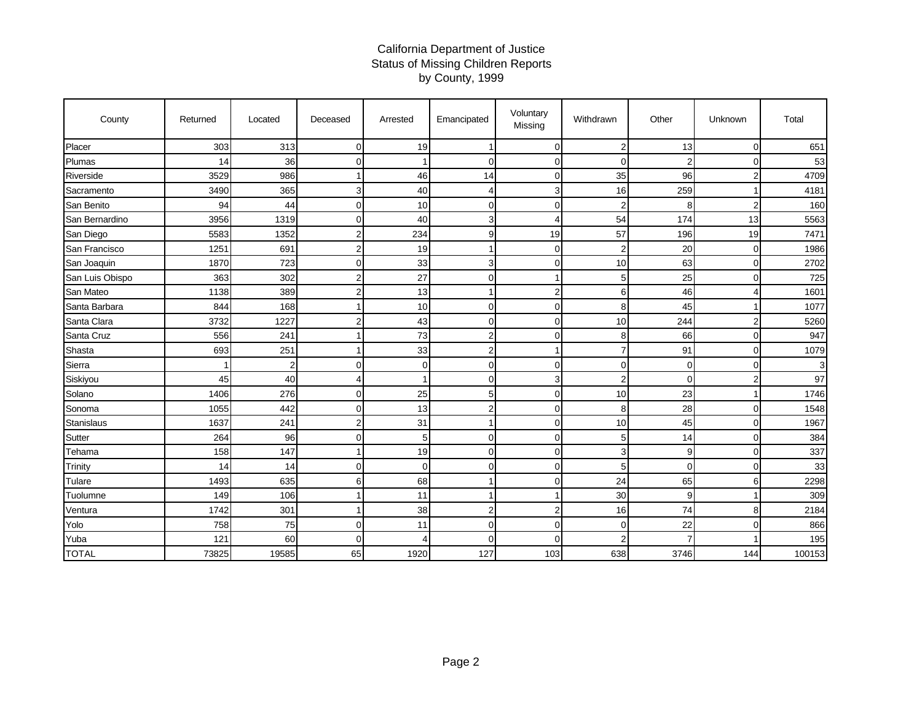California Department of Justice
Status of Missing Children Reports
by County, 1999

| County | Returned | Located | Deceased | Arrested | Emancipated | Voluntary Missing | Withdrawn | Other | Unknown | Total |
|---|---|---|---|---|---|---|---|---|---|---|
| Placer | 303 | 313 | 0 | 19 | 1 | 0 | 2 | 13 | 0 | 651 |
| Plumas | 14 | 36 | 0 | 1 | 0 | 0 | 0 | 2 | 0 | 53 |
| Riverside | 3529 | 986 | 1 | 46 | 14 | 0 | 35 | 96 | 2 | 4709 |
| Sacramento | 3490 | 365 | 3 | 40 | 4 | 3 | 16 | 259 | 1 | 4181 |
| San Benito | 94 | 44 | 0 | 10 | 0 | 0 | 2 | 8 | 2 | 160 |
| San Bernardino | 3956 | 1319 | 0 | 40 | 3 | 4 | 54 | 174 | 13 | 5563 |
| San Diego | 5583 | 1352 | 2 | 234 | 9 | 19 | 57 | 196 | 19 | 7471 |
| San Francisco | 1251 | 691 | 2 | 19 | 1 | 0 | 2 | 20 | 0 | 1986 |
| San Joaquin | 1870 | 723 | 0 | 33 | 3 | 0 | 10 | 63 | 0 | 2702 |
| San Luis Obispo | 363 | 302 | 2 | 27 | 0 | 1 | 5 | 25 | 0 | 725 |
| San Mateo | 1138 | 389 | 2 | 13 | 1 | 2 | 6 | 46 | 4 | 1601 |
| Santa Barbara | 844 | 168 | 1 | 10 | 0 | 0 | 8 | 45 | 1 | 1077 |
| Santa Clara | 3732 | 1227 | 2 | 43 | 0 | 0 | 10 | 244 | 2 | 5260 |
| Santa Cruz | 556 | 241 | 1 | 73 | 2 | 0 | 8 | 66 | 0 | 947 |
| Shasta | 693 | 251 | 1 | 33 | 2 | 1 | 7 | 91 | 0 | 1079 |
| Sierra | 1 | 2 | 0 | 0 | 0 | 0 | 0 | 0 | 0 | 3 |
| Siskiyou | 45 | 40 | 4 | 1 | 0 | 3 | 2 | 0 | 2 | 97 |
| Solano | 1406 | 276 | 0 | 25 | 5 | 0 | 10 | 23 | 1 | 1746 |
| Sonoma | 1055 | 442 | 0 | 13 | 2 | 0 | 8 | 28 | 0 | 1548 |
| Stanislaus | 1637 | 241 | 2 | 31 | 1 | 0 | 10 | 45 | 0 | 1967 |
| Sutter | 264 | 96 | 0 | 5 | 0 | 0 | 5 | 14 | 0 | 384 |
| Tehama | 158 | 147 | 1 | 19 | 0 | 0 | 3 | 9 | 0 | 337 |
| Trinity | 14 | 14 | 0 | 0 | 0 | 0 | 5 | 0 | 0 | 33 |
| Tulare | 1493 | 635 | 6 | 68 | 1 | 0 | 24 | 65 | 6 | 2298 |
| Tuolumne | 149 | 106 | 1 | 11 | 1 | 1 | 30 | 9 | 1 | 309 |
| Ventura | 1742 | 301 | 1 | 38 | 2 | 2 | 16 | 74 | 8 | 2184 |
| Yolo | 758 | 75 | 0 | 11 | 0 | 0 | 0 | 22 | 0 | 866 |
| Yuba | 121 | 60 | 0 | 4 | 0 | 0 | 2 | 7 | 1 | 195 |
| TOTAL | 73825 | 19585 | 65 | 1920 | 127 | 103 | 638 | 3746 | 144 | 100153 |